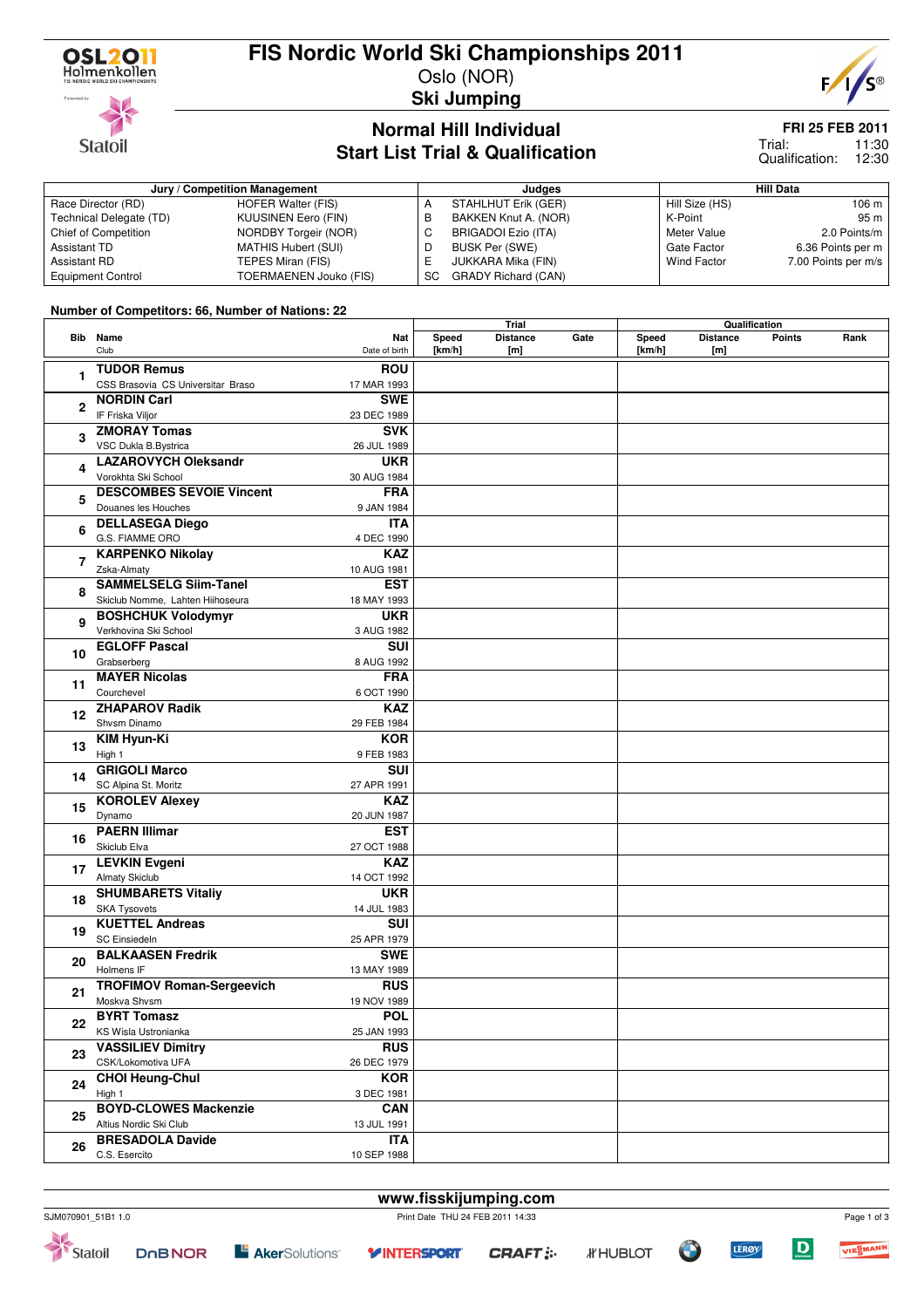# FIS Nordic World Ski Championships 2011

Oslo (NOR)

**Ski Jumping**

## Normal Hill Individual
## Start List Trial & Qualification

**FRI 25 FEB 2011**
Trial: 11:30
Qualification: 12:30

| Jury / Competition Management | | Judges | | Hill Data | |
|---|---|---|---|---|---|
| Race Director (RD) | HOFER Walter (FIS) | A | STAHLHUT Erik (GER) | Hill Size (HS) | 106 m |
| Technical Delegate (TD) | KUUSINEN Eero (FIN) | B | BAKKEN Knut A. (NOR) | K-Point | 95 m |
| Chief of Competition | NORDBY Torgeir (NOR) | C | BRIGADOI Ezio (ITA) | Meter Value | 2.0 Points/m |
| Assistant TD | MATHIS Hubert (SUI) | D | BUSK Per (SWE) | Gate Factor | 6.36 Points per m |
| Assistant RD | TEPES Miran (FIS) | E | JUKKARA Mika (FIN) | Wind Factor | 7.00 Points per m/s |
| Equipment Control | TOERMAENEN Jouko (FIS) | SC | GRADY Richard (CAN) | | |

**Number of Competitors: 66, Number of Nations: 22**

| Bib | Name / Club | Nat / Date of birth | Trial Speed [km/h] | Trial Distance [m] | Trial Gate | Qualification Speed [km/h] | Qualification Distance [m] | Points | Rank |
|---|---|---|---|---|---|---|---|---|---|
| 1 | **TUDOR Remus** CSS Brasovia CS Universitar Braso | **ROU** 17 MAR 1993 | | | | | | | |
| 2 | **NORDIN Carl** IF Friska Viljor | **SWE** 23 DEC 1989 | | | | | | | |
| 3 | **ZMORAY Tomas** VSC Dukla B.Bystrica | **SVK** 26 JUL 1989 | | | | | | | |
| 4 | **LAZAROVYCH Oleksandr** Vorokhta Ski School | **UKR** 30 AUG 1984 | | | | | | | |
| 5 | **DESCOMBES SEVOIE Vincent** Douanes les Houches | **FRA** 9 JAN 1984 | | | | | | | |
| 6 | **DELLASEGA Diego** G.S. FIAMME ORO | **ITA** 4 DEC 1990 | | | | | | | |
| 7 | **KARPENKO Nikolay** Zska-Almaty | **KAZ** 10 AUG 1981 | | | | | | | |
| 8 | **SAMMELSELG Siim-Tanel** Skiclub Nomme, Lahten Hiihoseura | **EST** 18 MAY 1993 | | | | | | | |
| 9 | **BOSHCHUK Volodymyr** Verkhovina Ski School | **UKR** 3 AUG 1982 | | | | | | | |
| 10 | **EGLOFF Pascal** Grabserberg | **SUI** 8 AUG 1992 | | | | | | | |
| 11 | **MAYER Nicolas** Courchevel | **FRA** 6 OCT 1990 | | | | | | | |
| 12 | **ZHAPAROV Radik** Shvsm Dinamo | **KAZ** 29 FEB 1984 | | | | | | | |
| 13 | **KIM Hyun-Ki** High 1 | **KOR** 9 FEB 1983 | | | | | | | |
| 14 | **GRIGOLI Marco** SC Alpina St. Moritz | **SUI** 27 APR 1991 | | | | | | | |
| 15 | **KOROLEV Alexey** Dynamo | **KAZ** 20 JUN 1987 | | | | | | | |
| 16 | **PAERN Illimar** Skiclub Elva | **EST** 27 OCT 1988 | | | | | | | |
| 17 | **LEVKIN Evgeni** Almaty Skiclub | **KAZ** 14 OCT 1992 | | | | | | | |
| 18 | **SHUMBARETS Vitaliy** SKA Tysovets | **UKR** 14 JUL 1983 | | | | | | | |
| 19 | **KUETTEL Andreas** SC Einsiedeln | **SUI** 25 APR 1979 | | | | | | | |
| 20 | **BALKAASEN Fredrik** Holmens IF | **SWE** 13 MAY 1989 | | | | | | | |
| 21 | **TROFIMOV Roman-Sergeevich** Moskva Shvsm | **RUS** 19 NOV 1989 | | | | | | | |
| 22 | **BYRT Tomasz** KS Wisla Ustronianka | **POL** 25 JAN 1993 | | | | | | | |
| 23 | **VASSILIEV Dimitry** CSK/Lokomotiva UFA | **RUS** 26 DEC 1979 | | | | | | | |
| 24 | **CHOI Heung-Chul** High 1 | **KOR** 3 DEC 1981 | | | | | | | |
| 25 | **BOYD-CLOWES Mackenzie** Altius Nordic Ski Club | **CAN** 13 JUL 1991 | | | | | | | |
| 26 | **BRESADOLA Davide** C.S. Esercito | **ITA** 10 SEP 1988 | | | | | | | |

www.fisskijumping.com

SJM070901_51B1 1.0 Print Date THU 24 FEB 2011 14:33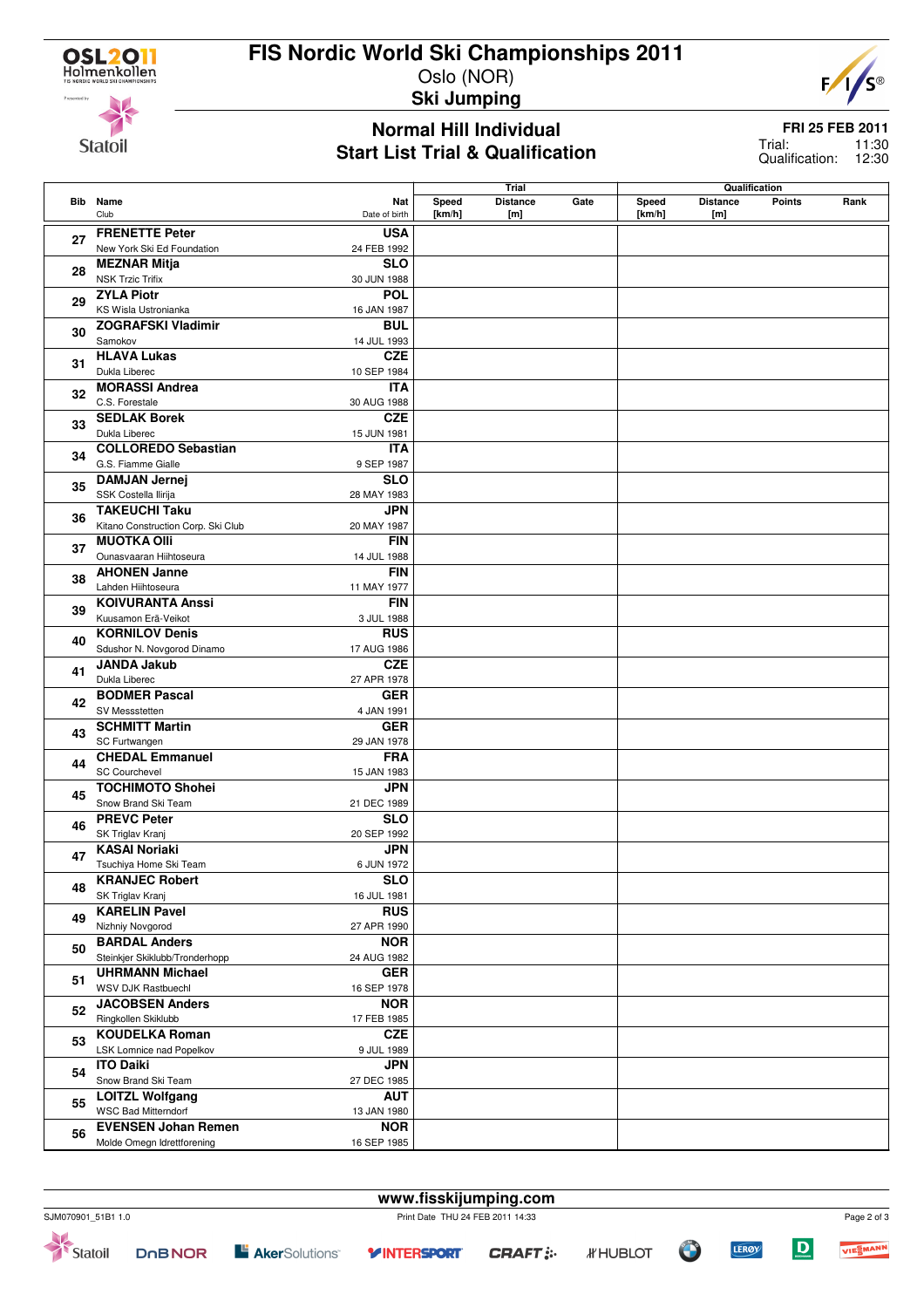# FIS Nordic World Ski Championships 2011

Oslo (NOR)

**Ski Jumping**

## Normal Hill Individual
## Start List Trial & Qualification

**FRI 25 FEB 2011**
Trial: 11:30
Qualification: 12:30

| Bib | Name<br>Club | Nat<br>Date of birth | Trial | | | Qualification | | | |
|---|---|---|---|---|---|---|---|---|---|
| | | | Speed [km/h] | Distance [m] | Gate | Speed [km/h] | Distance [m] | Points | Rank |
| 27 | **FRENETTE Peter**<br>New York Ski Ed Foundation | **USA**<br>24 FEB 1992 | | | | | | | |
| 28 | **MEZNAR Mitja**<br>NSK Trzic Trifix | **SLO**<br>30 JUN 1988 | | | | | | | |
| 29 | **ZYLA Piotr**<br>KS Wisla Ustronianka | **POL**<br>16 JAN 1987 | | | | | | | |
| 30 | **ZOGRAFSKI Vladimir**<br>Samokov | **BUL**<br>14 JUL 1993 | | | | | | | |
| 31 | **HLAVA Lukas**<br>Dukla Liberec | **CZE**<br>10 SEP 1984 | | | | | | | |
| 32 | **MORASSI Andrea**<br>C.S. Forestale | **ITA**<br>30 AUG 1988 | | | | | | | |
| 33 | **SEDLAK Borek**<br>Dukla Liberec | **CZE**<br>15 JUN 1981 | | | | | | | |
| 34 | **COLLOREDO Sebastian**<br>G.S. Fiamme Gialle | **ITA**<br>9 SEP 1987 | | | | | | | |
| 35 | **DAMJAN Jernej**<br>SSK Costella Ilirija | **SLO**<br>28 MAY 1983 | | | | | | | |
| 36 | **TAKEUCHI Taku**<br>Kitano Construction Corp. Ski Club | **JPN**<br>20 MAY 1987 | | | | | | | |
| 37 | **MUOTKA Olli**<br>Ounasvaaran Hiihtoseura | **FIN**<br>14 JUL 1988 | | | | | | | |
| 38 | **AHONEN Janne**<br>Lahden Hiihtoseura | **FIN**<br>11 MAY 1977 | | | | | | | |
| 39 | **KOIVURANTA Anssi**<br>Kuusamon Erä-Veikot | **FIN**<br>3 JUL 1988 | | | | | | | |
| 40 | **KORNILOV Denis**<br>Sdushor N. Novgorod Dinamo | **RUS**<br>17 AUG 1986 | | | | | | | |
| 41 | **JANDA Jakub**<br>Dukla Liberec | **CZE**<br>27 APR 1978 | | | | | | | |
| 42 | **BODMER Pascal**<br>SV Messstetten | **GER**<br>4 JAN 1991 | | | | | | | |
| 43 | **SCHMITT Martin**<br>SC Furtwangen | **GER**<br>29 JAN 1978 | | | | | | | |
| 44 | **CHEDAL Emmanuel**<br>SC Courchevel | **FRA**<br>15 JAN 1983 | | | | | | | |
| 45 | **TOCHIMOTO Shohei**<br>Snow Brand Ski Team | **JPN**<br>21 DEC 1989 | | | | | | | |
| 46 | **PREVC Peter**<br>SK Triglav Kranj | **SLO**<br>20 SEP 1992 | | | | | | | |
| 47 | **KASAI Noriaki**<br>Tsuchiya Home Ski Team | **JPN**<br>6 JUN 1972 | | | | | | | |
| 48 | **KRANJEC Robert**<br>SK Triglav Kranj | **SLO**<br>16 JUL 1981 | | | | | | | |
| 49 | **KARELIN Pavel**<br>Nizhniy Novgorod | **RUS**<br>27 APR 1990 | | | | | | | |
| 50 | **BARDAL Anders**<br>Steinkjer Skiklubb/Tronderhopp | **NOR**<br>24 AUG 1982 | | | | | | | |
| 51 | **UHRMANN Michael**<br>WSV DJK Rastbuechl | **GER**<br>16 SEP 1978 | | | | | | | |
| 52 | **JACOBSEN Anders**<br>Ringkollen Skiklubb | **NOR**<br>17 FEB 1985 | | | | | | | |
| 53 | **KOUDELKA Roman**<br>LSK Lomnice nad Popelkov | **CZE**<br>9 JUL 1989 | | | | | | | |
| 54 | **ITO Daiki**<br>Snow Brand Ski Team | **JPN**<br>27 DEC 1985 | | | | | | | |
| 55 | **LOITZL Wolfgang**<br>WSC Bad Mitterndorf | **AUT**<br>13 JAN 1980 | | | | | | | |
| 56 | **EVENSEN Johan Remen**<br>Molde Omegn Idrettforening | **NOR**<br>16 SEP 1985 | | | | | | | |

www.fisskijumping.com

SJM070901_51B1 1.0 Print Date THU 24 FEB 2011 14:33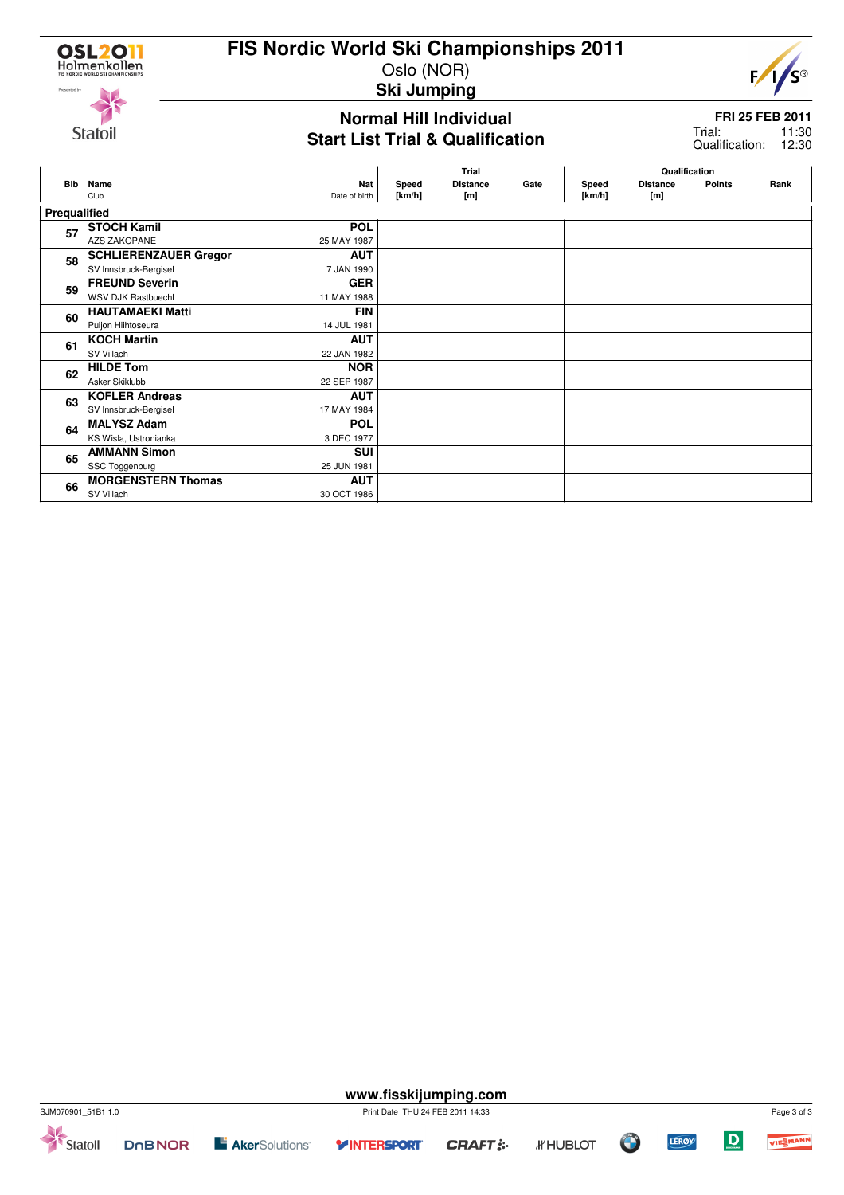# FIS Nordic World Ski Championships 2011

Oslo (NOR)

**Ski Jumping**

## Normal Hill Individual
## Start List Trial & Qualification

**FRI 25 FEB 2011**
Trial: 11:30
Qualification: 12:30

| Bib | Name / Club | Nat / Date of birth | Trial Speed [km/h] | Trial Distance [m] | Trial Gate | Qualification Speed [km/h] | Qualification Distance [m] | Qualification Points | Qualification Rank |
|---|---|---|---|---|---|---|---|---|---|
| **Prequalified** | | | | | | | | | |
| 57 | **STOCH Kamil** AZS ZAKOPANE | **POL** 25 MAY 1987 | | | | | | | |
| 58 | **SCHLIERENZAUER Gregor** SV Innsbruck-Bergisel | **AUT** 7 JAN 1990 | | | | | | | |
| 59 | **FREUND Severin** WSV DJK Rastbuechl | **GER** 11 MAY 1988 | | | | | | | |
| 60 | **HAUTAMAEKI Matti** Puijon Hiihtoseura | **FIN** 14 JUL 1981 | | | | | | | |
| 61 | **KOCH Martin** SV Villach | **AUT** 22 JAN 1982 | | | | | | | |
| 62 | **HILDE Tom** Asker Skiklubb | **NOR** 22 SEP 1987 | | | | | | | |
| 63 | **KOFLER Andreas** SV Innsbruck-Bergisel | **AUT** 17 MAY 1984 | | | | | | | |
| 64 | **MALYSZ Adam** KS Wisla, Ustronianka | **POL** 3 DEC 1977 | | | | | | | |
| 65 | **AMMANN Simon** SSC Toggenburg | **SUI** 25 JUN 1981 | | | | | | | |
| 66 | **MORGENSTERN Thomas** SV Villach | **AUT** 30 OCT 1986 | | | | | | | |

www.fisskijumping.com

SJM070901_51B1 1.0 Print Date THU 24 FEB 2011 14:33